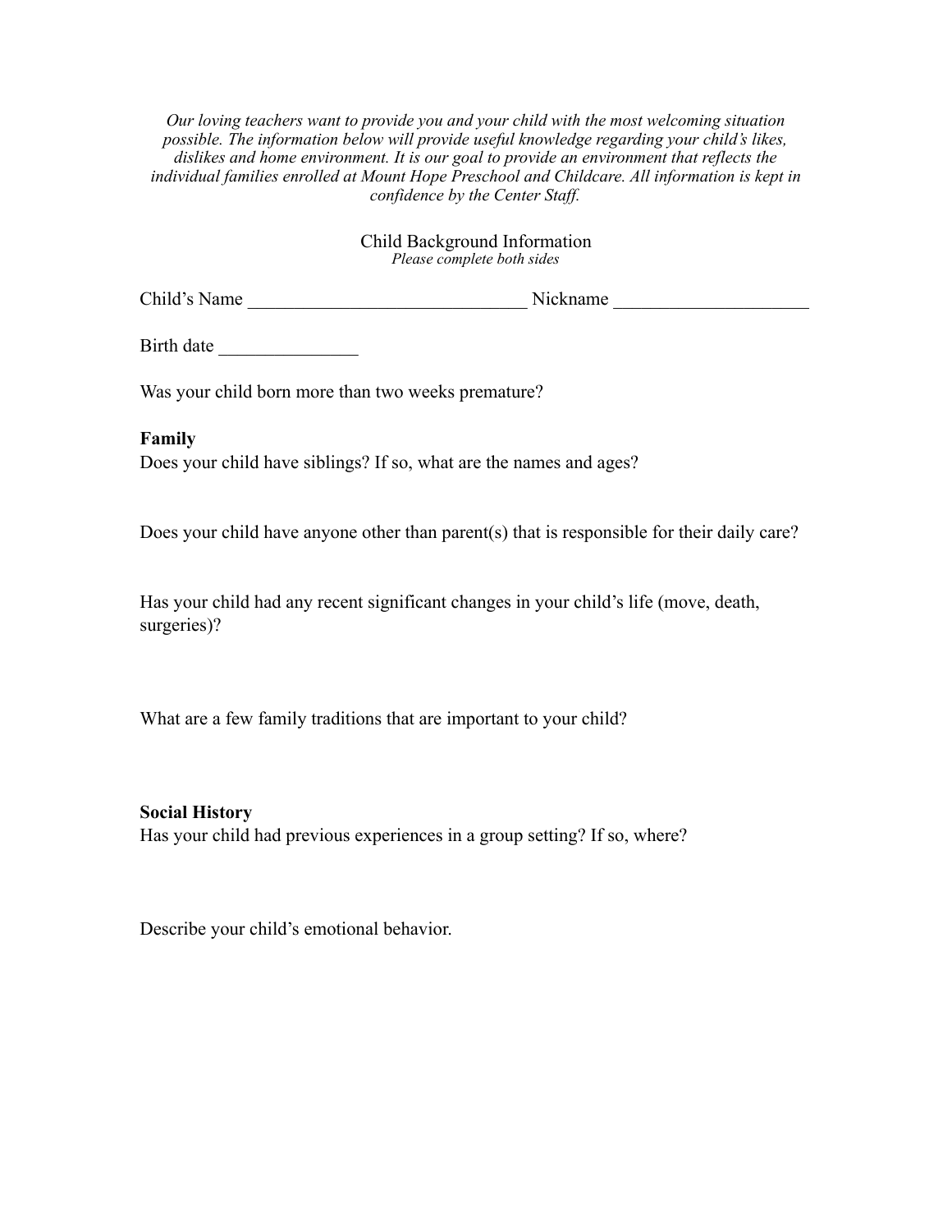*Our loving teachers want to provide you and your child with the most welcoming situation possible. The information below will provide useful knowledge regarding your child's likes, dislikes and home environment. It is our goal to provide an environment that reflects the individual families enrolled at Mount Hope Preschool and Childcare. All information is kept in confidence by the Center Staff.*

# Child Background Information

*Please complete both sides*

Child's Name ______________________________ Nickname ____________________

Birth date _______________

Was your child born more than two weeks premature?

**Family**

Does your child have siblings? If so, what are the names and ages?

Does your child have anyone other than parent(s) that is responsible for their daily care?

Has your child had any recent significant changes in your child's life (move, death, surgeries)?

What are a few family traditions that are important to your child?

**Social History**

Has your child had previous experiences in a group setting? If so, where?

Describe your child's emotional behavior.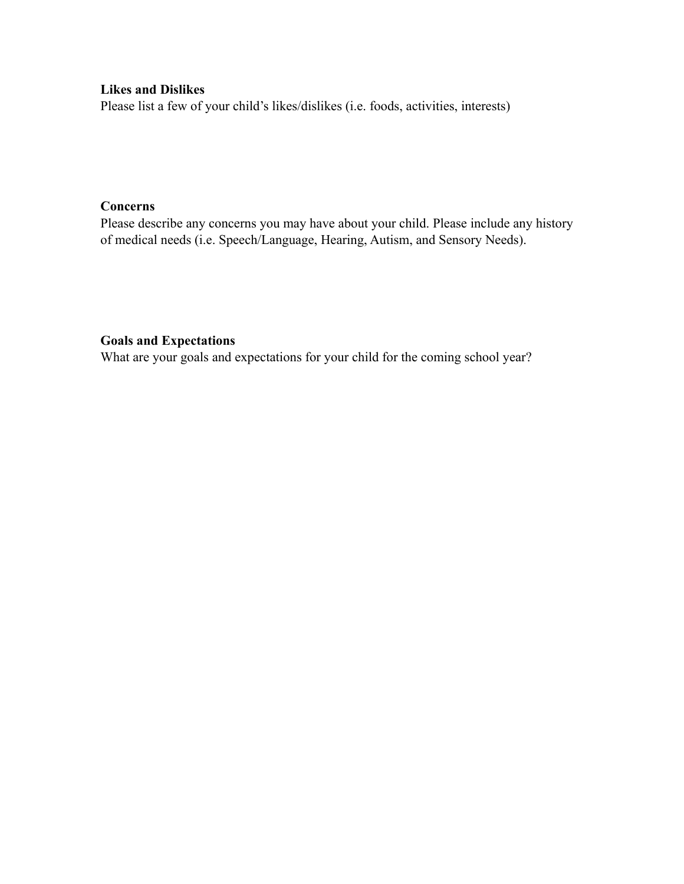**Likes and Dislikes**

Please list a few of your child's likes/dislikes (i.e. foods, activities, interests)

**Concerns**

Please describe any concerns you may have about your child. Please include any history of medical needs (i.e. Speech/Language, Hearing, Autism, and Sensory Needs).

**Goals and Expectations**

What are your goals and expectations for your child for the coming school year?